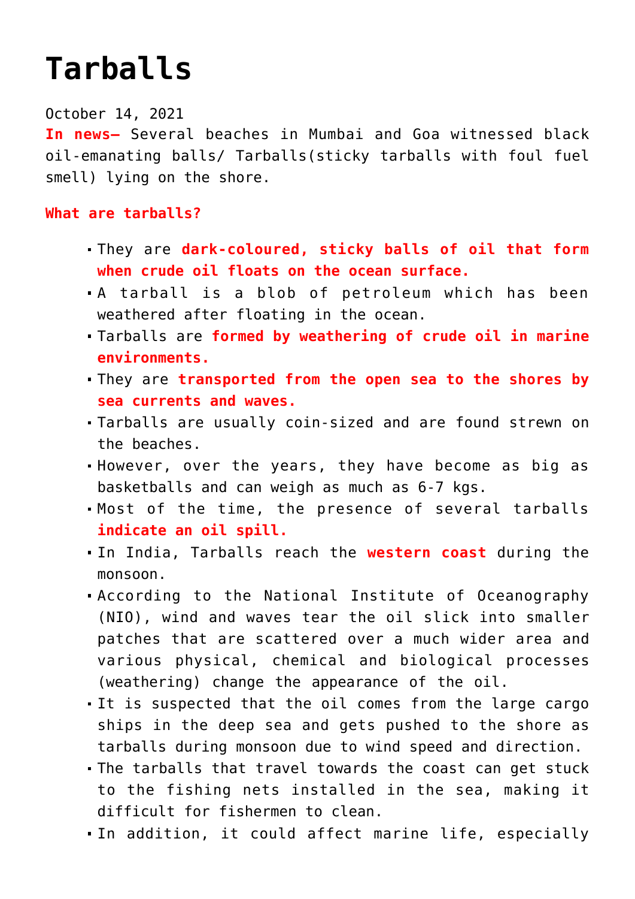# Tarballs

October 14, 2021

**In news–** Several beaches in Mumbai and Goa witnessed black oil-emanating balls/ Tarballs(sticky tarballs with foul fuel smell) lying on the shore.

**What are tarballs?**

- They are **dark-coloured, sticky balls of oil that form when crude oil floats on the ocean surface.**
- A tarball is a blob of petroleum which has been weathered after floating in the ocean.
- Tarballs are **formed by weathering of crude oil in marine environments.**
- They are **transported from the open sea to the shores by sea currents and waves.**
- Tarballs are usually coin-sized and are found strewn on the beaches.
- However, over the years, they have become as big as basketballs and can weigh as much as 6-7 kgs.
- Most of the time, the presence of several tarballs **indicate an oil spill.**
- In India, Tarballs reach the **western coast** during the monsoon.
- According to the National Institute of Oceanography (NIO), wind and waves tear the oil slick into smaller patches that are scattered over a much wider area and various physical, chemical and biological processes (weathering) change the appearance of the oil.
- It is suspected that the oil comes from the large cargo ships in the deep sea and gets pushed to the shore as tarballs during monsoon due to wind speed and direction.
- The tarballs that travel towards the coast can get stuck to the fishing nets installed in the sea, making it difficult for fishermen to clean.
- In addition, it could affect marine life, especially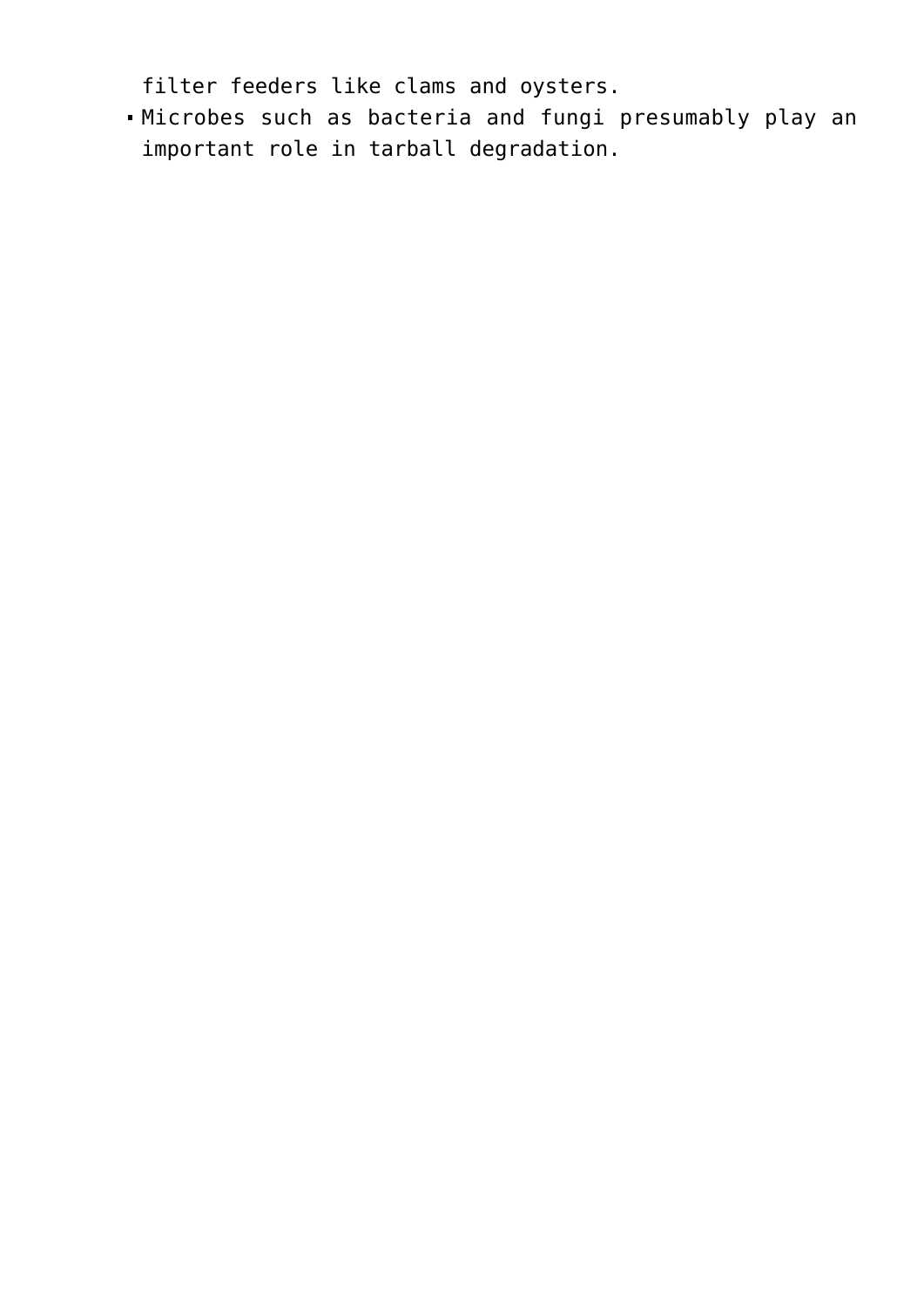filter feeders like clams and oysters.

- Microbes such as bacteria and fungi presumably play an important role in tarball degradation.